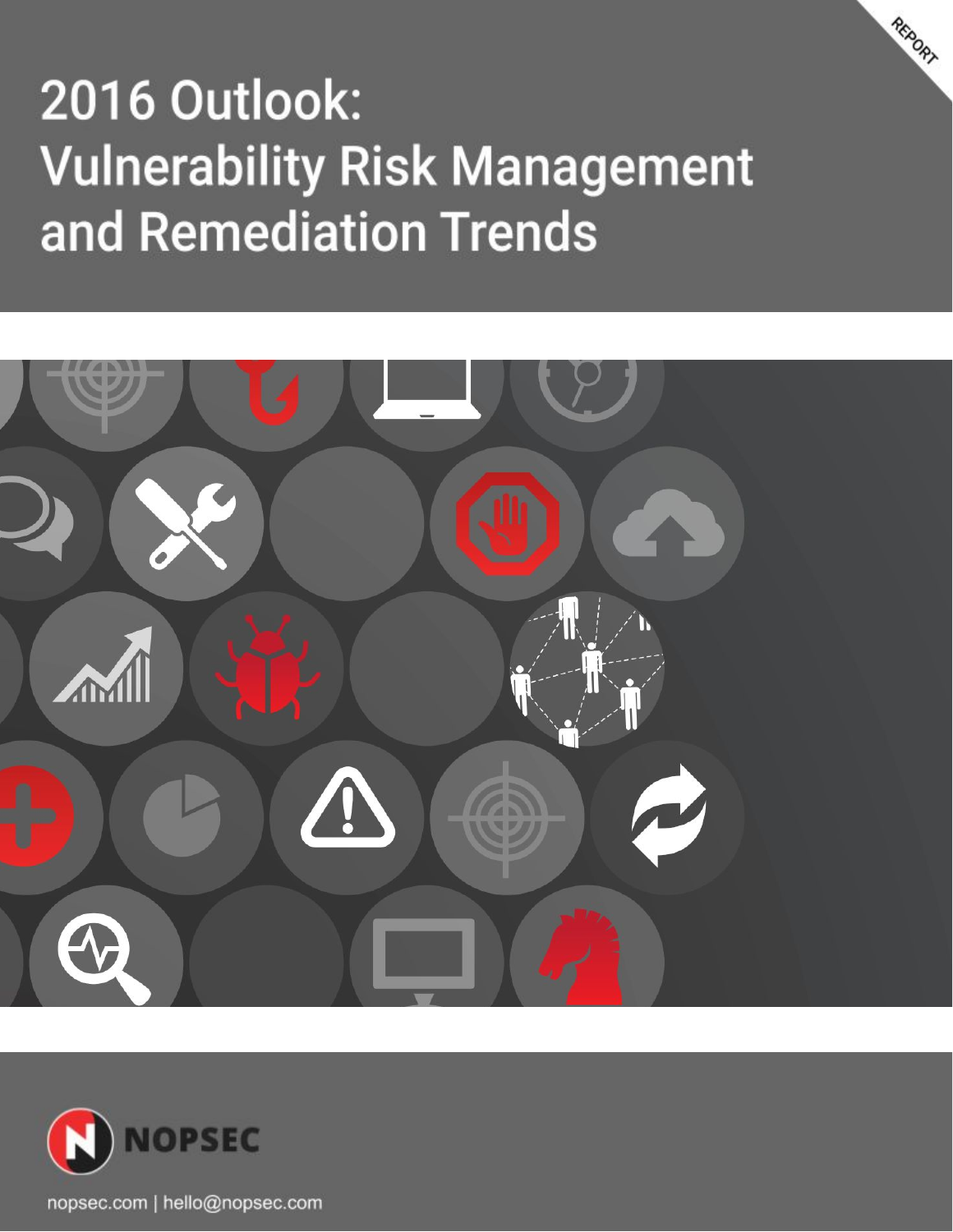REPORT

# 2016 Outlook: Vulnerability Risk Management and Remediation Trends

NOPSEC

nopsec.com | hello@nopsec.com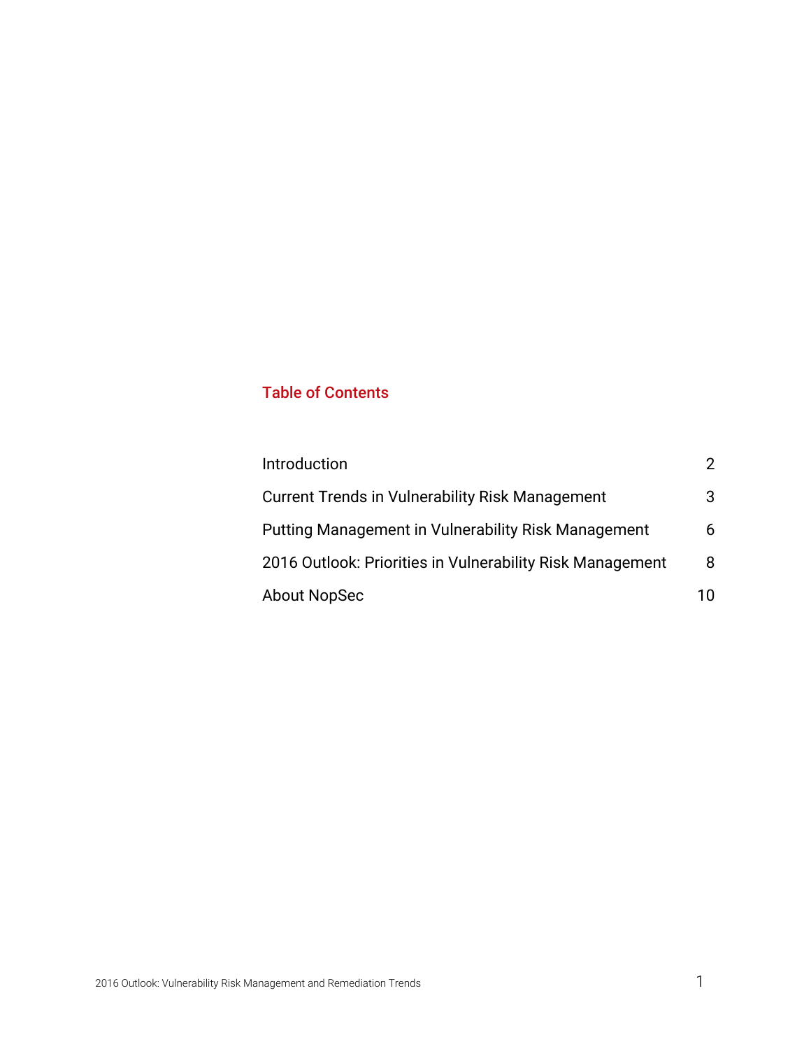## Table of Contents

| | |
|---|---|
| Introduction | 2 |
| Current Trends in Vulnerability Risk Management | 3 |
| Putting Management in Vulnerability Risk Management | 6 |
| 2016 Outlook: Priorities in Vulnerability Risk Management | 8 |
| About NopSec | 10 |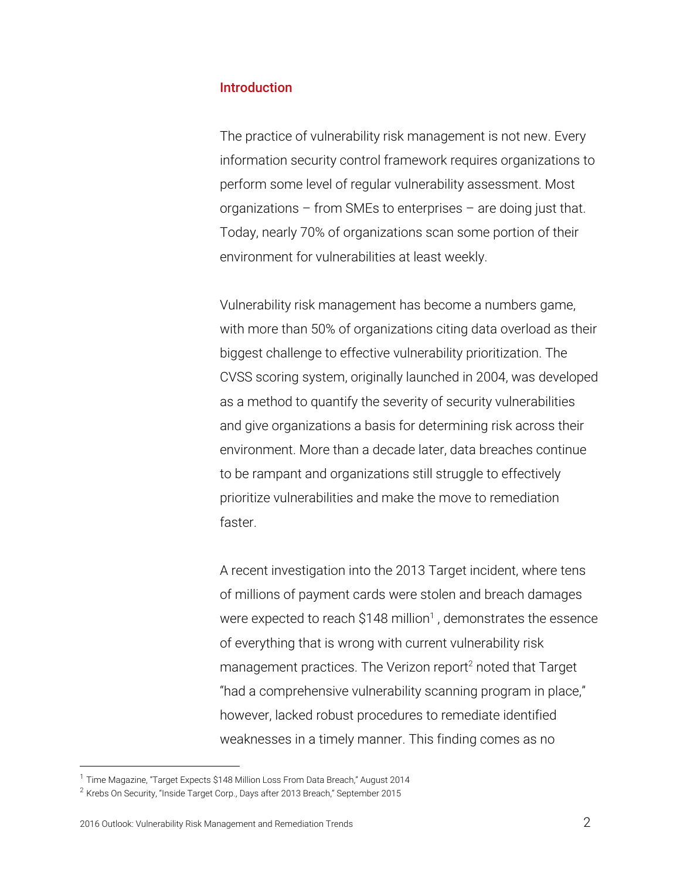## Introduction

The practice of vulnerability risk management is not new. Every information security control framework requires organizations to perform some level of regular vulnerability assessment. Most organizations – from SMEs to enterprises – are doing just that. Today, nearly 70% of organizations scan some portion of their environment for vulnerabilities at least weekly.

Vulnerability risk management has become a numbers game, with more than 50% of organizations citing data overload as their biggest challenge to effective vulnerability prioritization. The CVSS scoring system, originally launched in 2004, was developed as a method to quantify the severity of security vulnerabilities and give organizations a basis for determining risk across their environment. More than a decade later, data breaches continue to be rampant and organizations still struggle to effectively prioritize vulnerabilities and make the move to remediation faster.

A recent investigation into the 2013 Target incident, where tens of millions of payment cards were stolen and breach damages were expected to reach $148 million[1] , demonstrates the essence of everything that is wrong with current vulnerability risk management practices. The Verizon report[2] noted that Target "had a comprehensive vulnerability scanning program in place," however, lacked robust procedures to remediate identified weaknesses in a timely manner. This finding comes as no

---

[1] Time Magazine, "Target Expects $148 Million Loss From Data Breach," August 2014

[2] Krebs On Security, "Inside Target Corp., Days after 2013 Breach," September 2015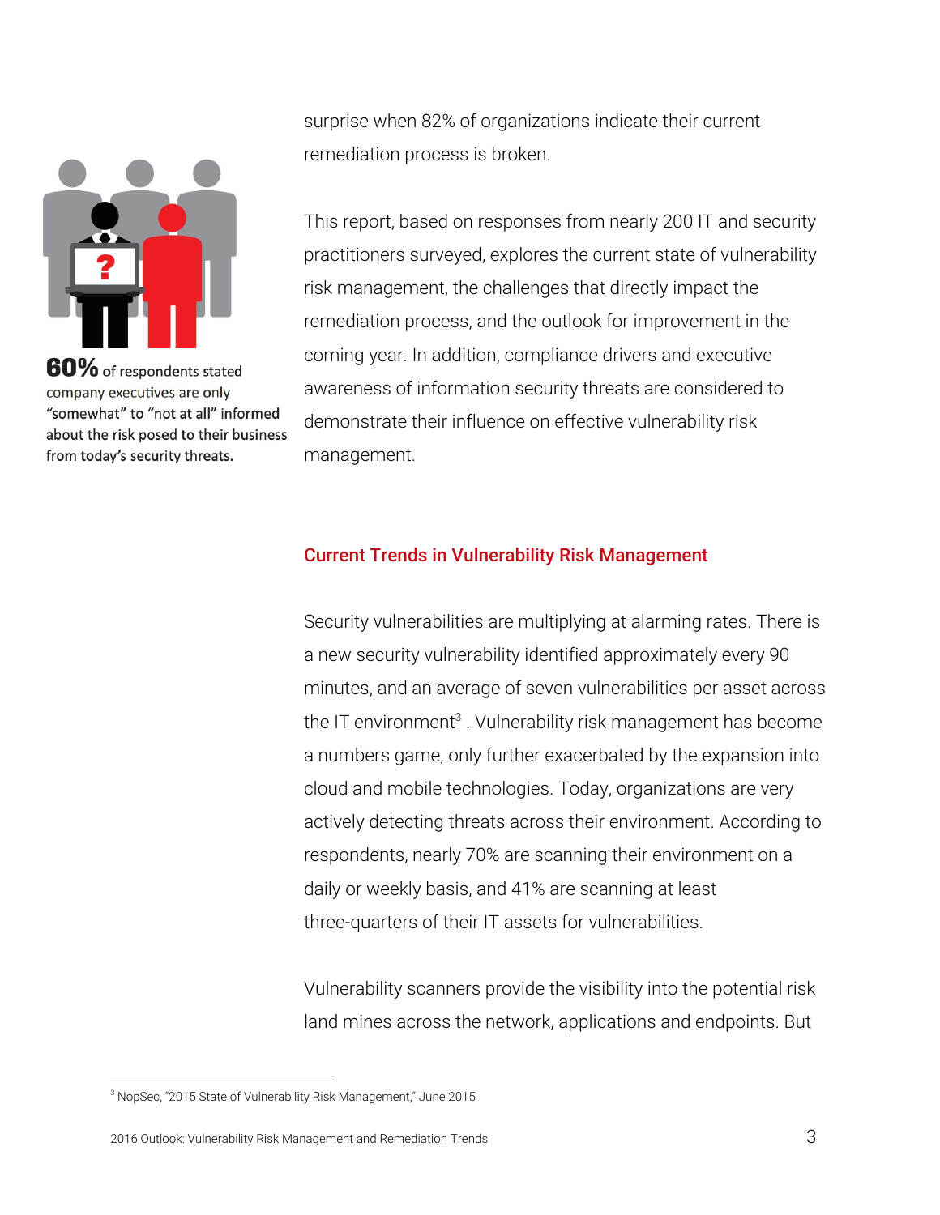**60%** of respondents stated company executives are only "somewhat" to "not at all" informed about the risk posed to their business from today's security threats.

surprise when 82% of organizations indicate their current remediation process is broken.

This report, based on responses from nearly 200 IT and security practitioners surveyed, explores the current state of vulnerability risk management, the challenges that directly impact the remediation process, and the outlook for improvement in the coming year. In addition, compliance drivers and executive awareness of information security threats are considered to demonstrate their influence on effective vulnerability risk management.

## Current Trends in Vulnerability Risk Management

Security vulnerabilities are multiplying at alarming rates. There is a new security vulnerability identified approximately every 90 minutes, and an average of seven vulnerabilities per asset across the IT environment[3] . Vulnerability risk management has become a numbers game, only further exacerbated by the expansion into cloud and mobile technologies. Today, organizations are very actively detecting threats across their environment. According to respondents, nearly 70% are scanning their environment on a daily or weekly basis, and 41% are scanning at least three-quarters of their IT assets for vulnerabilities.

Vulnerability scanners provide the visibility into the potential risk land mines across the network, applications and endpoints. But

[3] NopSec, "2015 State of Vulnerability Risk Management," June 2015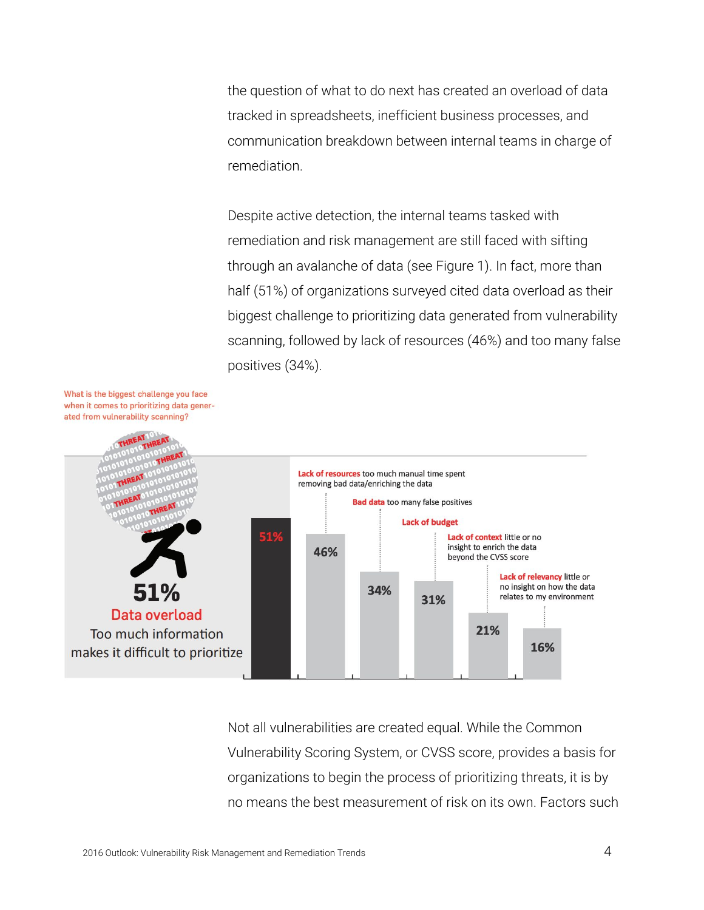the question of what to do next has created an overload of data tracked in spreadsheets, inefficient business processes, and communication breakdown between internal teams in charge of remediation.

Despite active detection, the internal teams tasked with remediation and risk management are still faced with sifting through an avalanche of data (see Figure 1). In fact, more than half (51%) of organizations surveyed cited data overload as their biggest challenge to prioritizing data generated from vulnerability scanning, followed by lack of resources (46%) and too many false positives (34%).

What is the biggest challenge you face when it comes to prioritizing data generated from vulnerability scanning?

| Challenge | Percentage |
| --- | --- |
| **Data overload** Too much information makes it difficult to prioritize | 51% |
| **Lack of resources** too much manual time spent removing bad data/enriching the data | 46% |
| **Bad data** too many false positives | 34% |
| **Lack of budget** | 31% |
| **Lack of context** little or no insight to enrich the data beyond the CVSS score | 21% |
| **Lack of relevancy** little or no insight on how the data relates to my environment | 16% |

Not all vulnerabilities are created equal. While the Common Vulnerability Scoring System, or CVSS score, provides a basis for organizations to begin the process of prioritizing threats, it is by no means the best measurement of risk on its own. Factors such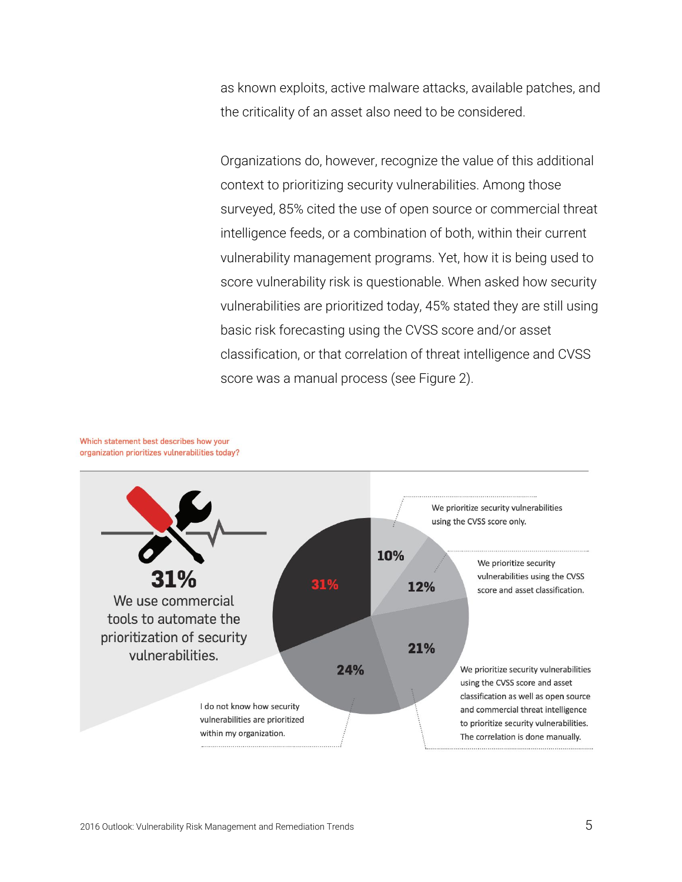as known exploits, active malware attacks, available patches, and the criticality of an asset also need to be considered.

Organizations do, however, recognize the value of this additional context to prioritizing security vulnerabilities. Among those surveyed, 85% cited the use of open source or commercial threat intelligence feeds, or a combination of both, within their current vulnerability management programs. Yet, how it is being used to score vulnerability risk is questionable. When asked how security vulnerabilities are prioritized today, 45% stated they are still using basic risk forecasting using the CVSS score and/or asset classification, or that correlation of threat intelligence and CVSS score was a manual process (see Figure 2).

Which statement best describes how your organization prioritizes vulnerabilities today?

**31%** We use commercial tools to automate the prioritization of security vulnerabilities.

**10%** We prioritize security vulnerabilities using the CVSS score only.

**12%** We prioritize security vulnerabilities using the CVSS score and asset classification.

**21%** We prioritize security vulnerabilities using the CVSS score and asset classification as well as open source and commercial threat intelligence to prioritize security vulnerabilities. The correlation is done manually.

**24%** I do not know how security vulnerabilities are prioritized within my organization.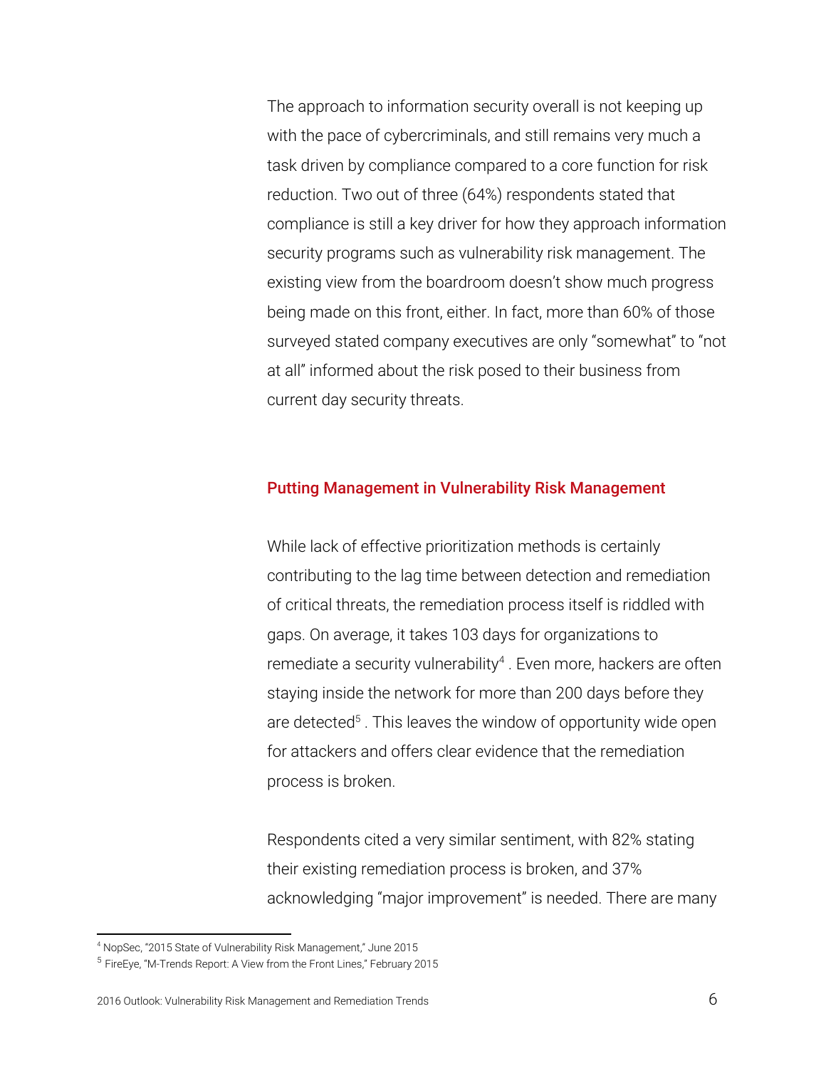The approach to information security overall is not keeping up with the pace of cybercriminals, and still remains very much a task driven by compliance compared to a core function for risk reduction. Two out of three (64%) respondents stated that compliance is still a key driver for how they approach information security programs such as vulnerability risk management. The existing view from the boardroom doesn't show much progress being made on this front, either. In fact, more than 60% of those surveyed stated company executives are only "somewhat" to "not at all" informed about the risk posed to their business from current day security threats.

## Putting Management in Vulnerability Risk Management

While lack of effective prioritization methods is certainly contributing to the lag time between detection and remediation of critical threats, the remediation process itself is riddled with gaps. On average, it takes 103 days for organizations to remediate a security vulnerability[4] . Even more, hackers are often staying inside the network for more than 200 days before they are detected[5] . This leaves the window of opportunity wide open for attackers and offers clear evidence that the remediation process is broken.

Respondents cited a very similar sentiment, with 82% stating their existing remediation process is broken, and 37% acknowledging "major improvement" is needed. There are many

---

[4] NopSec, "2015 State of Vulnerability Risk Management," June 2015

[5] FireEye, "M-Trends Report: A View from the Front Lines," February 2015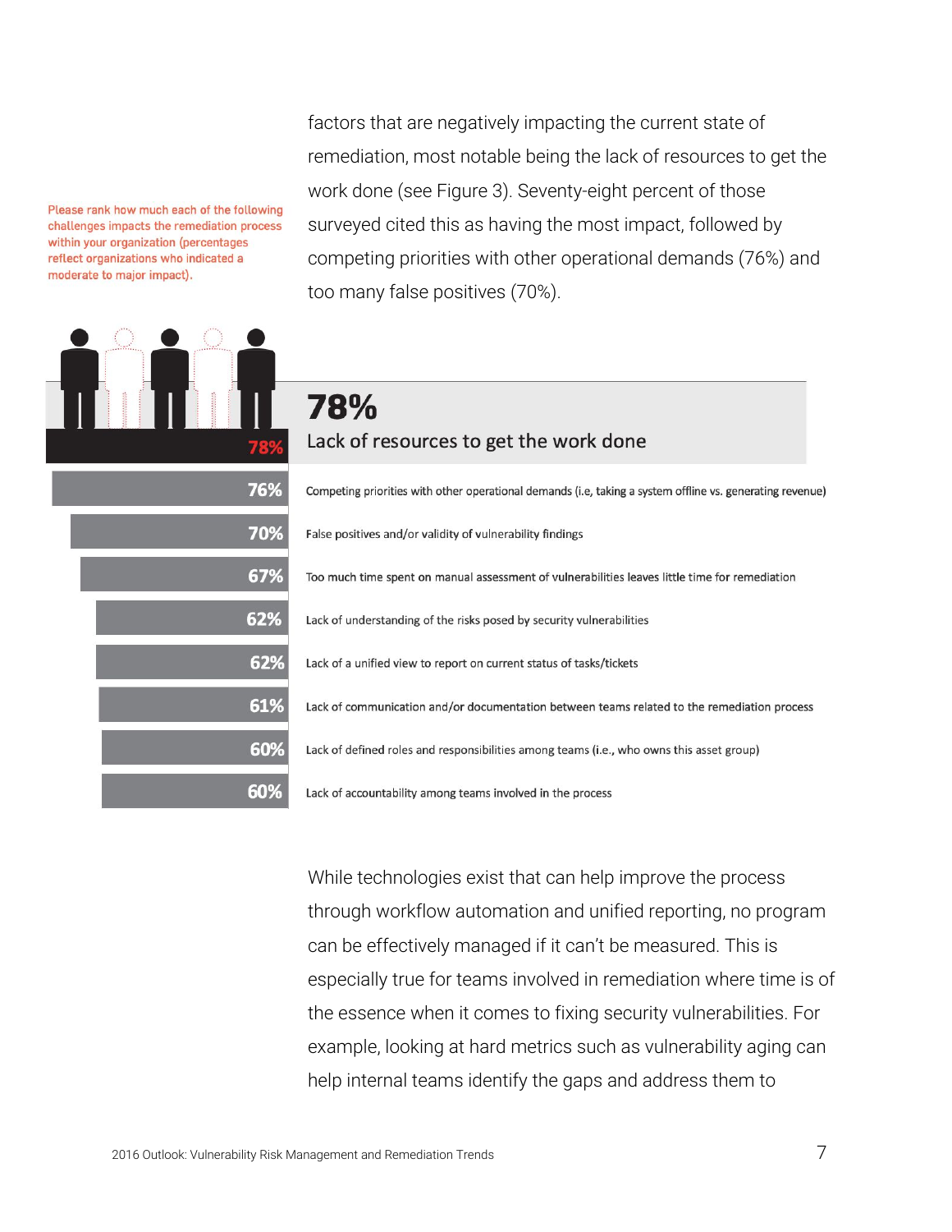factors that are negatively impacting the current state of remediation, most notable being the lack of resources to get the work done (see Figure 3). Seventy-eight percent of those surveyed cited this as having the most impact, followed by competing priorities with other operational demands (76%) and too many false positives (70%).

Please rank how much each of the following challenges impacts the remediation process within your organization (percentages reflect organizations who indicated a moderate to major impact).

| Percentage | Challenge |
|---|---|
| 78% | Lack of resources to get the work done |
| 76% | Competing priorities with other operational demands (i.e, taking a system offline vs. generating revenue) |
| 70% | False positives and/or validity of vulnerability findings |
| 67% | Too much time spent on manual assessment of vulnerabilities leaves little time for remediation |
| 62% | Lack of understanding of the risks posed by security vulnerabilities |
| 62% | Lack of a unified view to report on current status of tasks/tickets |
| 61% | Lack of communication and/or documentation between teams related to the remediation process |
| 60% | Lack of defined roles and responsibilities among teams (i.e., who owns this asset group) |
| 60% | Lack of accountability among teams involved in the process |

While technologies exist that can help improve the process through workflow automation and unified reporting, no program can be effectively managed if it can't be measured. This is especially true for teams involved in remediation where time is of the essence when it comes to fixing security vulnerabilities. For example, looking at hard metrics such as vulnerability aging can help internal teams identify the gaps and address them to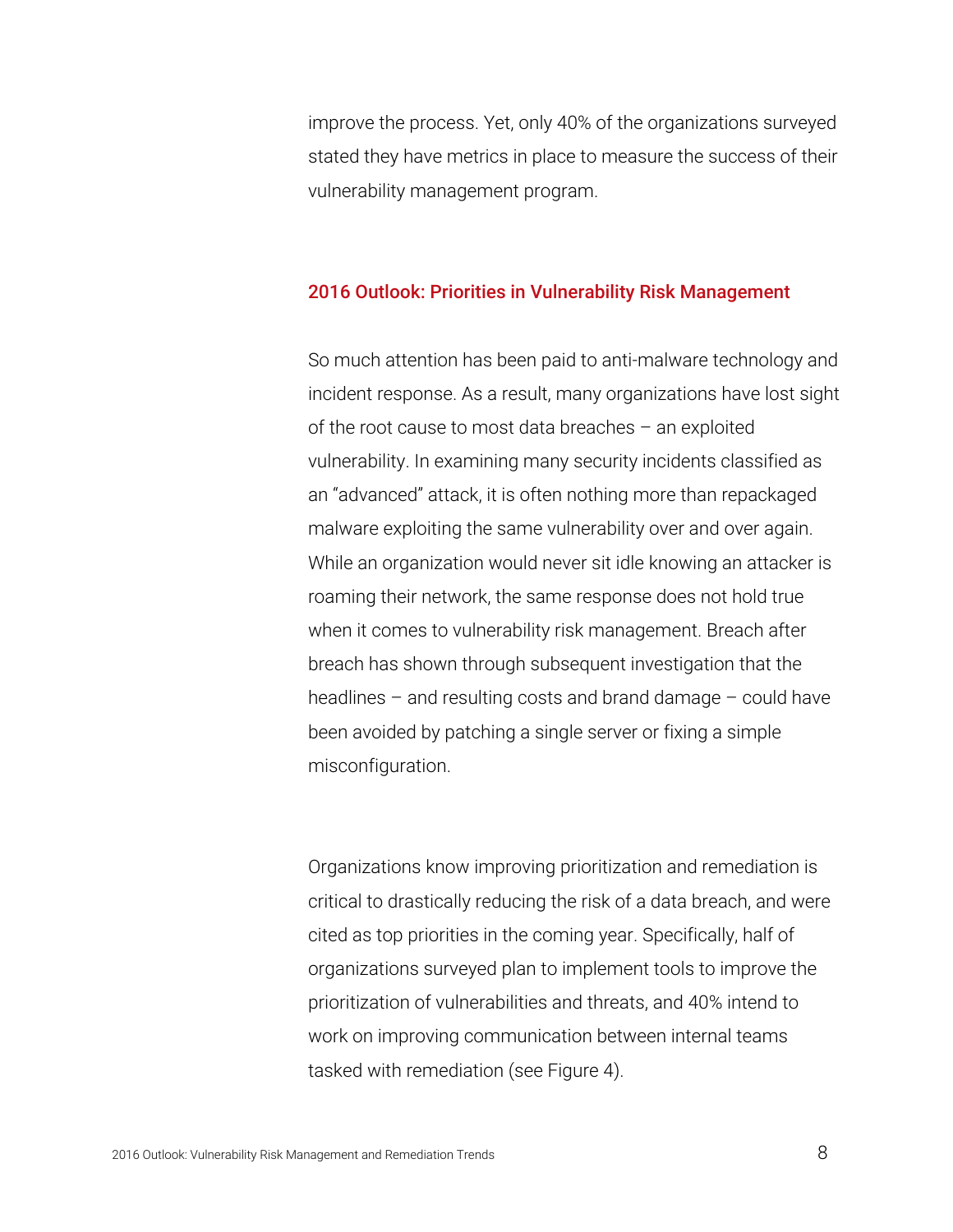improve the process. Yet, only 40% of the organizations surveyed stated they have metrics in place to measure the success of their vulnerability management program.

## 2016 Outlook: Priorities in Vulnerability Risk Management

So much attention has been paid to anti-malware technology and incident response. As a result, many organizations have lost sight of the root cause to most data breaches – an exploited vulnerability. In examining many security incidents classified as an "advanced" attack, it is often nothing more than repackaged malware exploiting the same vulnerability over and over again. While an organization would never sit idle knowing an attacker is roaming their network, the same response does not hold true when it comes to vulnerability risk management. Breach after breach has shown through subsequent investigation that the headlines – and resulting costs and brand damage – could have been avoided by patching a single server or fixing a simple misconfiguration.

Organizations know improving prioritization and remediation is critical to drastically reducing the risk of a data breach, and were cited as top priorities in the coming year. Specifically, half of organizations surveyed plan to implement tools to improve the prioritization of vulnerabilities and threats, and 40% intend to work on improving communication between internal teams tasked with remediation (see Figure 4).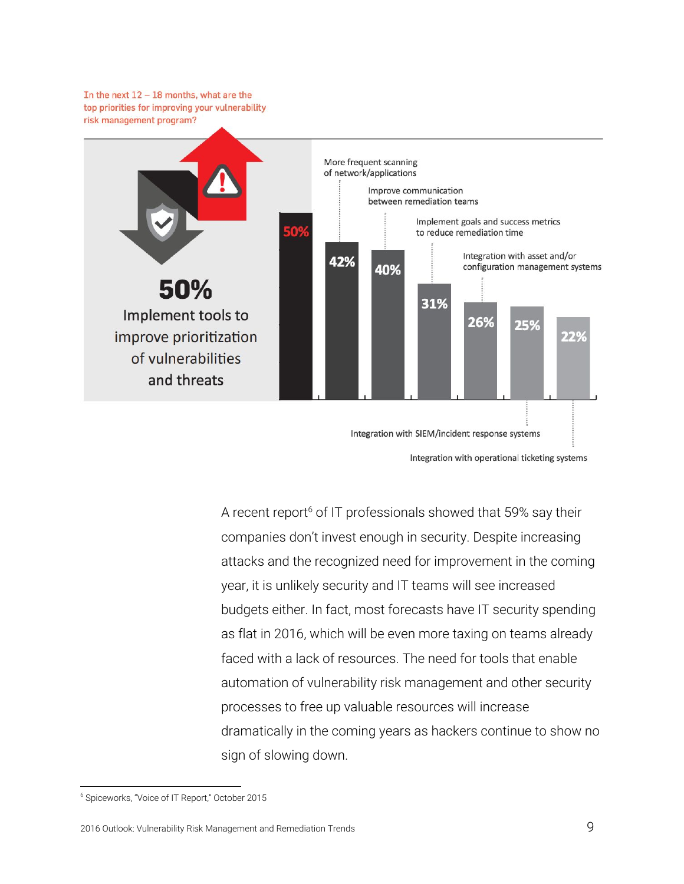In the next 12 – 18 months, what are the top priorities for improving your vulnerability risk management program?

| Priority | Percentage |
| --- | --- |
| Implement tools to improve prioritization of vulnerabilities and threats | 50% |
| More frequent scanning of network/applications | 42% |
| Improve communication between remediation teams | 40% |
| Implement goals and success metrics to reduce remediation time | 31% |
| Integration with asset and/or configuration management systems | 26% |
| Integration with SIEM/incident response systems | 25% |
| Integration with operational ticketing systems | 22% |

A recent report[6] of IT professionals showed that 59% say their companies don't invest enough in security. Despite increasing attacks and the recognized need for improvement in the coming year, it is unlikely security and IT teams will see increased budgets either. In fact, most forecasts have IT security spending as flat in 2016, which will be even more taxing on teams already faced with a lack of resources. The need for tools that enable automation of vulnerability risk management and other security processes to free up valuable resources will increase dramatically in the coming years as hackers continue to show no sign of slowing down.

[6] Spiceworks, "Voice of IT Report," October 2015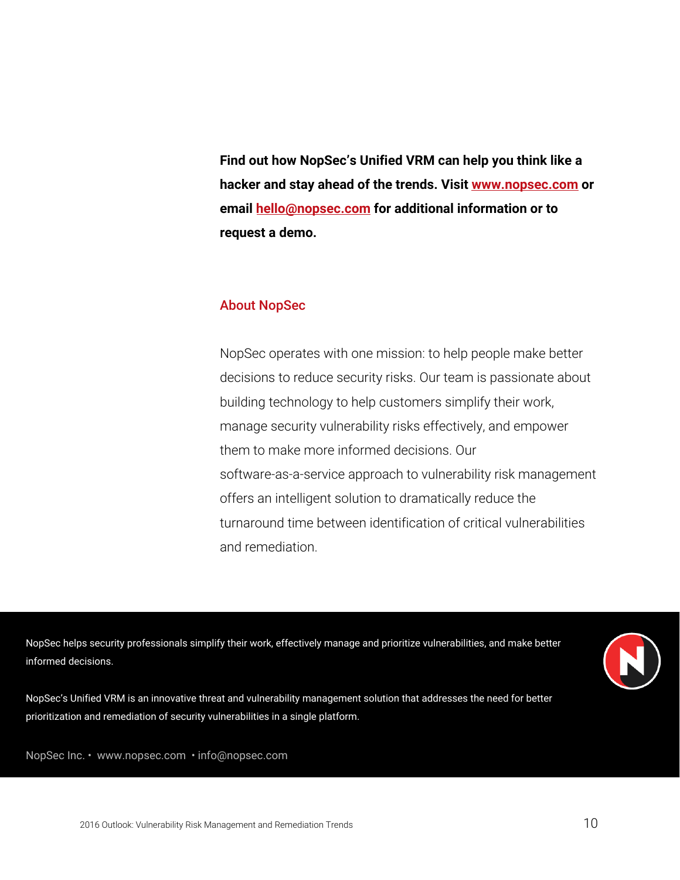**Find out how NopSec's Unified VRM can help you think like a hacker and stay ahead of the trends. Visit [www.nopsec.com](http://www.nopsec.com) or email [hello@nopsec.com](mailto:hello@nopsec.com) for additional information or to request a demo.**

## About NopSec

NopSec operates with one mission: to help people make better decisions to reduce security risks. Our team is passionate about building technology to help customers simplify their work, manage security vulnerability risks effectively, and empower them to make more informed decisions. Our software-as-a-service approach to vulnerability risk management offers an intelligent solution to dramatically reduce the turnaround time between identification of critical vulnerabilities and remediation.

NopSec helps security professionals simplify their work, effectively manage and prioritize vulnerabilities, and make better informed decisions.

NopSec's Unified VRM is an innovative threat and vulnerability management solution that addresses the need for better prioritization and remediation of security vulnerabilities in a single platform.

NopSec Inc. • www.nopsec.com • info@nopsec.com